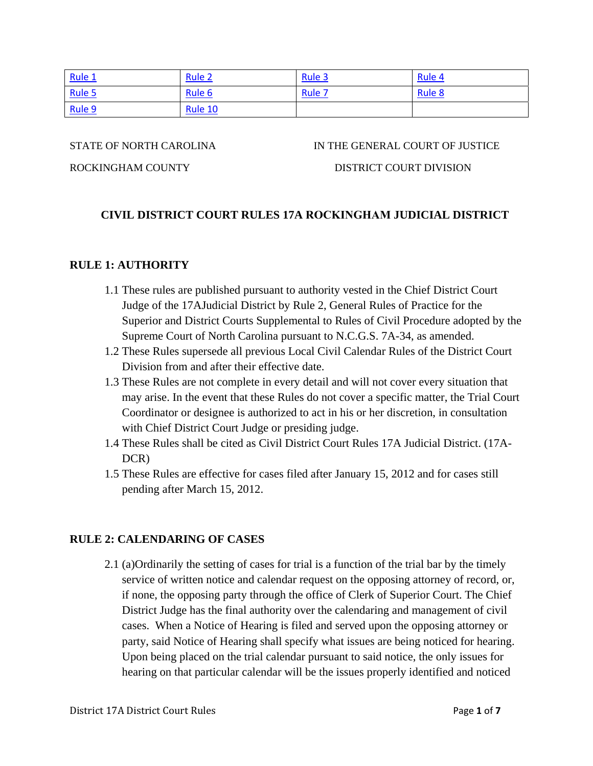| Rule 1 | Rule 2 | Rule 3 | Rule 4 |
|---|---|---|---|
| Rule 5 | Rule 6 | Rule 7 | Rule 8 |
| Rule 9 | Rule 10 | | |

STATE OF NORTH CAROLINA — IN THE GENERAL COURT OF JUSTICE

ROCKINGHAM COUNTY — DISTRICT COURT DIVISION

# CIVIL DISTRICT COURT RULES 17A ROCKINGHAM JUDICIAL DISTRICT

## RULE 1: AUTHORITY

1.1 These rules are published pursuant to authority vested in the Chief District Court Judge of the 17AJudicial District by Rule 2, General Rules of Practice for the Superior and District Courts Supplemental to Rules of Civil Procedure adopted by the Supreme Court of North Carolina pursuant to N.C.G.S. 7A-34, as amended.

1.2 These Rules supersede all previous Local Civil Calendar Rules of the District Court Division from and after their effective date.

1.3 These Rules are not complete in every detail and will not cover every situation that may arise. In the event that these Rules do not cover a specific matter, the Trial Court Coordinator or designee is authorized to act in his or her discretion, in consultation with Chief District Court Judge or presiding judge.

1.4 These Rules shall be cited as Civil District Court Rules 17A Judicial District. (17A-DCR)

1.5 These Rules are effective for cases filed after January 15, 2012 and for cases still pending after March 15, 2012.

## RULE 2: CALENDARING OF CASES

2.1 (a)Ordinarily the setting of cases for trial is a function of the trial bar by the timely service of written notice and calendar request on the opposing attorney of record, or, if none, the opposing party through the office of Clerk of Superior Court. The Chief District Judge has the final authority over the calendaring and management of civil cases. When a Notice of Hearing is filed and served upon the opposing attorney or party, said Notice of Hearing shall specify what issues are being noticed for hearing. Upon being placed on the trial calendar pursuant to said notice, the only issues for hearing on that particular calendar will be the issues properly identified and noticed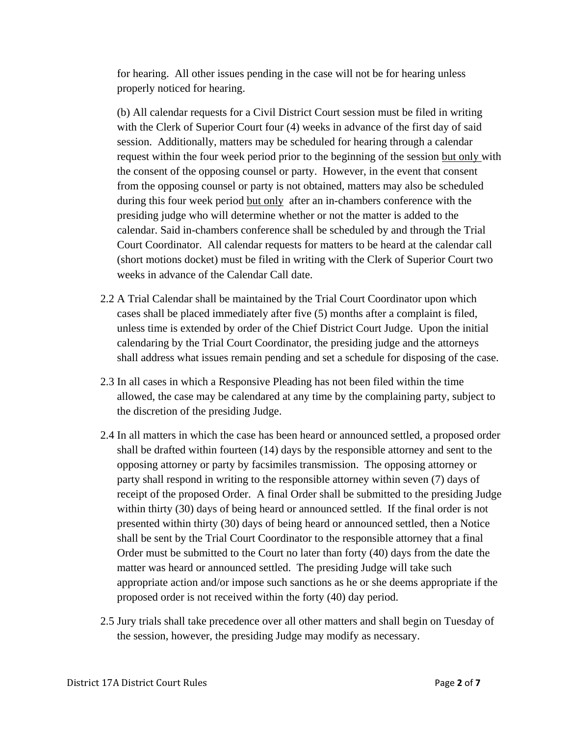for hearing. All other issues pending in the case will not be for hearing unless properly noticed for hearing.

(b) All calendar requests for a Civil District Court session must be filed in writing with the Clerk of Superior Court four (4) weeks in advance of the first day of said session. Additionally, matters may be scheduled for hearing through a calendar request within the four week period prior to the beginning of the session <u>but only</u> with the consent of the opposing counsel or party. However, in the event that consent from the opposing counsel or party is not obtained, matters may also be scheduled during this four week period <u>but only</u> after an in-chambers conference with the presiding judge who will determine whether or not the matter is added to the calendar. Said in-chambers conference shall be scheduled by and through the Trial Court Coordinator. All calendar requests for matters to be heard at the calendar call (short motions docket) must be filed in writing with the Clerk of Superior Court two weeks in advance of the Calendar Call date.

2.2 A Trial Calendar shall be maintained by the Trial Court Coordinator upon which cases shall be placed immediately after five (5) months after a complaint is filed, unless time is extended by order of the Chief District Court Judge. Upon the initial calendaring by the Trial Court Coordinator, the presiding judge and the attorneys shall address what issues remain pending and set a schedule for disposing of the case.

2.3 In all cases in which a Responsive Pleading has not been filed within the time allowed, the case may be calendared at any time by the complaining party, subject to the discretion of the presiding Judge.

2.4 In all matters in which the case has been heard or announced settled, a proposed order shall be drafted within fourteen (14) days by the responsible attorney and sent to the opposing attorney or party by facsimiles transmission. The opposing attorney or party shall respond in writing to the responsible attorney within seven (7) days of receipt of the proposed Order. A final Order shall be submitted to the presiding Judge within thirty (30) days of being heard or announced settled. If the final order is not presented within thirty (30) days of being heard or announced settled, then a Notice shall be sent by the Trial Court Coordinator to the responsible attorney that a final Order must be submitted to the Court no later than forty (40) days from the date the matter was heard or announced settled. The presiding Judge will take such appropriate action and/or impose such sanctions as he or she deems appropriate if the proposed order is not received within the forty (40) day period.

2.5 Jury trials shall take precedence over all other matters and shall begin on Tuesday of the session, however, the presiding Judge may modify as necessary.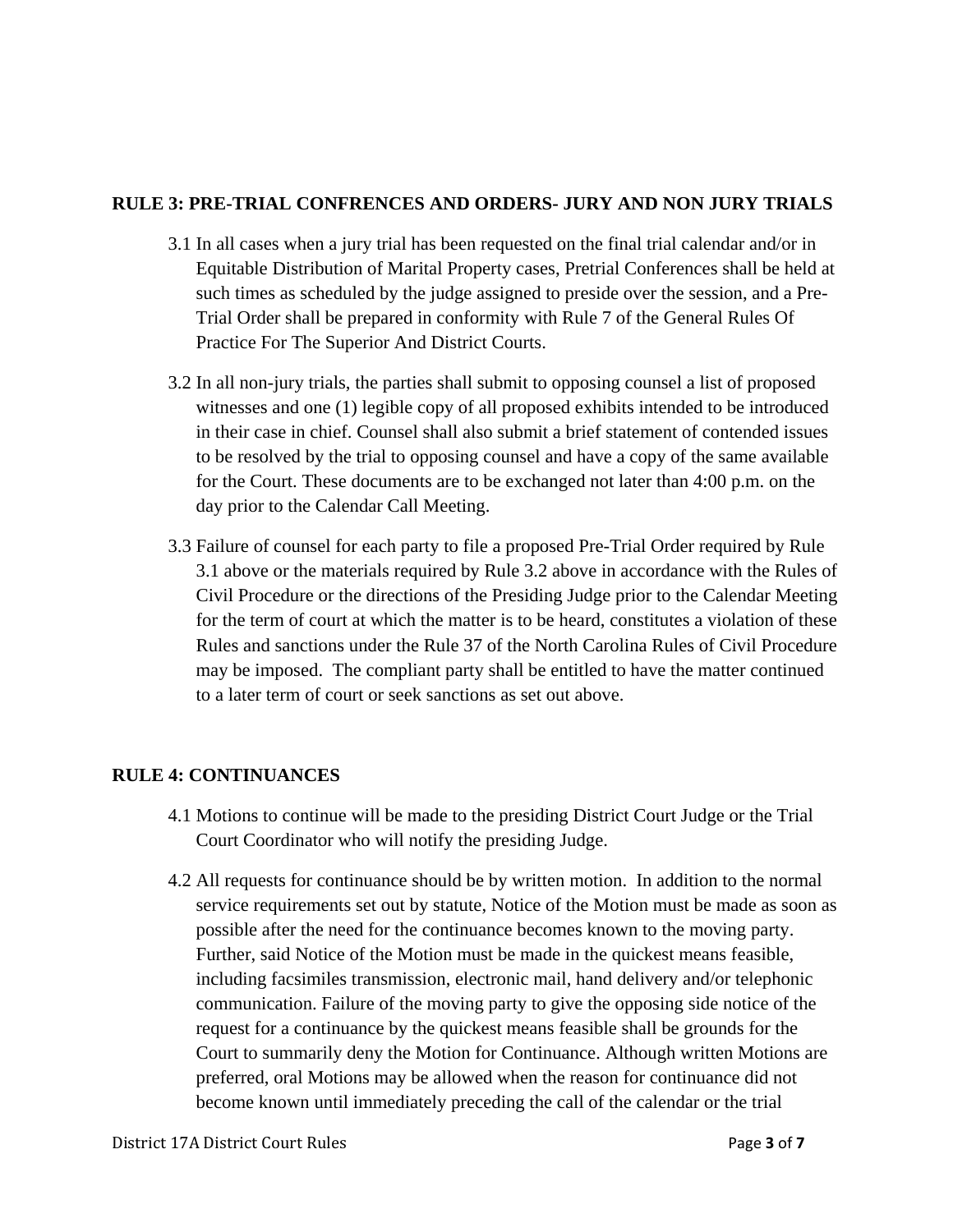## RULE 3: PRE-TRIAL CONFRENCES AND ORDERS- JURY AND NON JURY TRIALS

3.1 In all cases when a jury trial has been requested on the final trial calendar and/or in Equitable Distribution of Marital Property cases, Pretrial Conferences shall be held at such times as scheduled by the judge assigned to preside over the session, and a Pre-Trial Order shall be prepared in conformity with Rule 7 of the General Rules Of Practice For The Superior And District Courts.

3.2 In all non-jury trials, the parties shall submit to opposing counsel a list of proposed witnesses and one (1) legible copy of all proposed exhibits intended to be introduced in their case in chief. Counsel shall also submit a brief statement of contended issues to be resolved by the trial to opposing counsel and have a copy of the same available for the Court. These documents are to be exchanged not later than 4:00 p.m. on the day prior to the Calendar Call Meeting.

3.3 Failure of counsel for each party to file a proposed Pre-Trial Order required by Rule 3.1 above or the materials required by Rule 3.2 above in accordance with the Rules of Civil Procedure or the directions of the Presiding Judge prior to the Calendar Meeting for the term of court at which the matter is to be heard, constitutes a violation of these Rules and sanctions under the Rule 37 of the North Carolina Rules of Civil Procedure may be imposed. The compliant party shall be entitled to have the matter continued to a later term of court or seek sanctions as set out above.

## RULE 4: CONTINUANCES

4.1 Motions to continue will be made to the presiding District Court Judge or the Trial Court Coordinator who will notify the presiding Judge.

4.2 All requests for continuance should be by written motion. In addition to the normal service requirements set out by statute, Notice of the Motion must be made as soon as possible after the need for the continuance becomes known to the moving party. Further, said Notice of the Motion must be made in the quickest means feasible, including facsimiles transmission, electronic mail, hand delivery and/or telephonic communication. Failure of the moving party to give the opposing side notice of the request for a continuance by the quickest means feasible shall be grounds for the Court to summarily deny the Motion for Continuance. Although written Motions are preferred, oral Motions may be allowed when the reason for continuance did not become known until immediately preceding the call of the calendar or the trial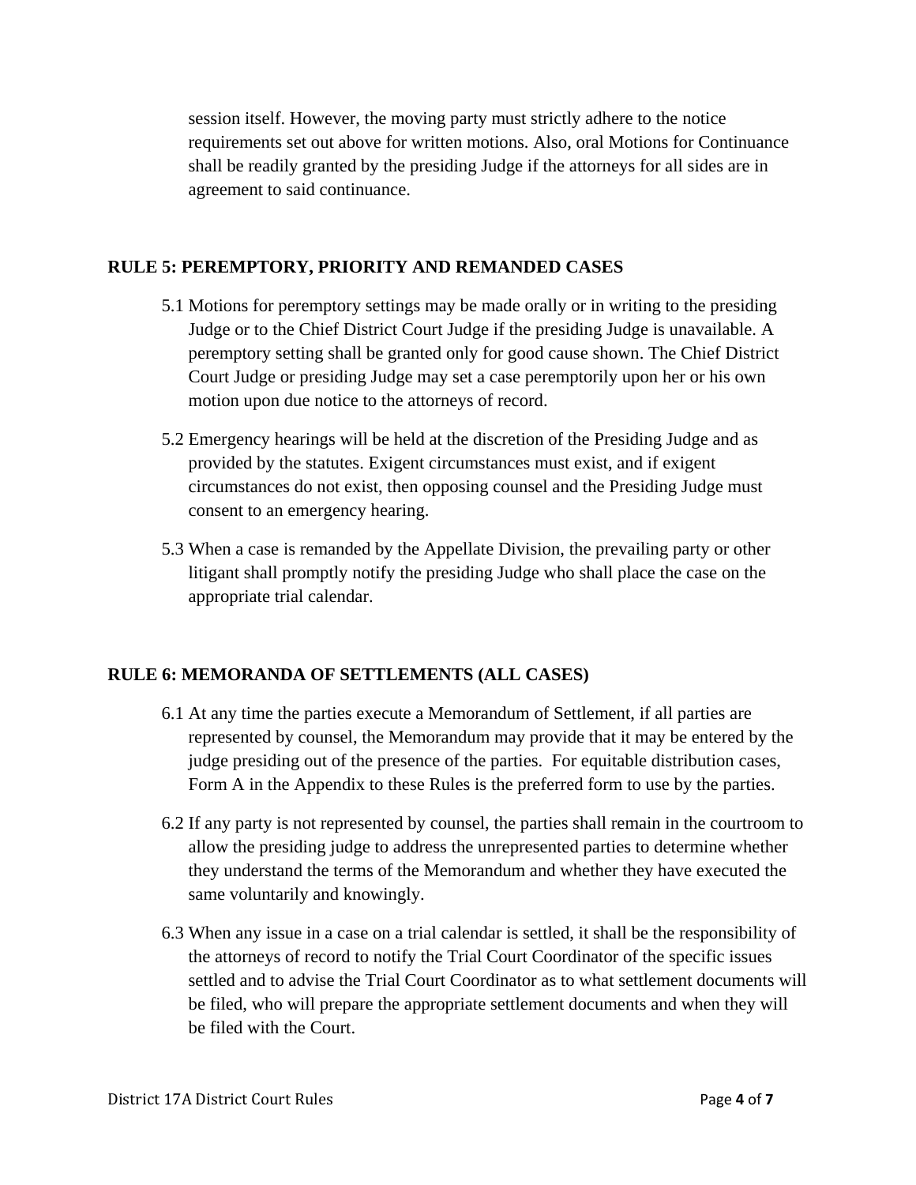session itself. However, the moving party must strictly adhere to the notice requirements set out above for written motions. Also, oral Motions for Continuance shall be readily granted by the presiding Judge if the attorneys for all sides are in agreement to said continuance.

## RULE 5: PEREMPTORY, PRIORITY AND REMANDED CASES

5.1 Motions for peremptory settings may be made orally or in writing to the presiding Judge or to the Chief District Court Judge if the presiding Judge is unavailable. A peremptory setting shall be granted only for good cause shown. The Chief District Court Judge or presiding Judge may set a case peremptorily upon her or his own motion upon due notice to the attorneys of record.

5.2 Emergency hearings will be held at the discretion of the Presiding Judge and as provided by the statutes. Exigent circumstances must exist, and if exigent circumstances do not exist, then opposing counsel and the Presiding Judge must consent to an emergency hearing.

5.3 When a case is remanded by the Appellate Division, the prevailing party or other litigant shall promptly notify the presiding Judge who shall place the case on the appropriate trial calendar.

## RULE 6: MEMORANDA OF SETTLEMENTS (ALL CASES)

6.1 At any time the parties execute a Memorandum of Settlement, if all parties are represented by counsel, the Memorandum may provide that it may be entered by the judge presiding out of the presence of the parties. For equitable distribution cases, Form A in the Appendix to these Rules is the preferred form to use by the parties.

6.2 If any party is not represented by counsel, the parties shall remain in the courtroom to allow the presiding judge to address the unrepresented parties to determine whether they understand the terms of the Memorandum and whether they have executed the same voluntarily and knowingly.

6.3 When any issue in a case on a trial calendar is settled, it shall be the responsibility of the attorneys of record to notify the Trial Court Coordinator of the specific issues settled and to advise the Trial Court Coordinator as to what settlement documents will be filed, who will prepare the appropriate settlement documents and when they will be filed with the Court.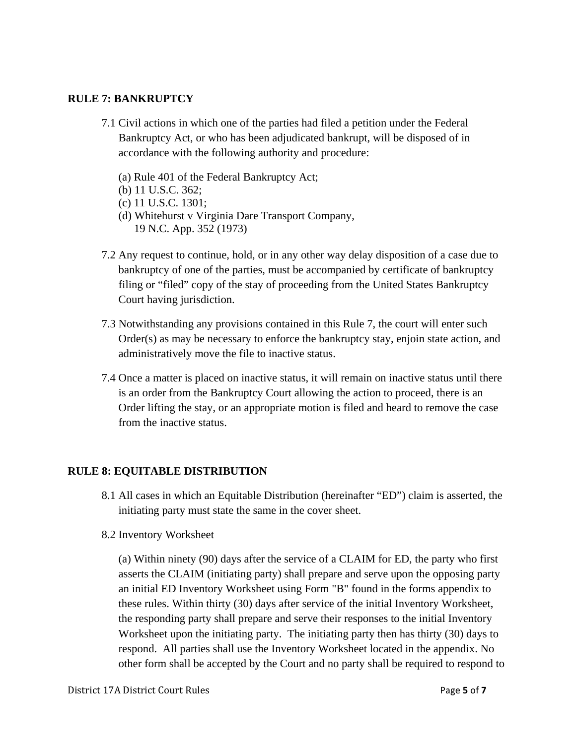## RULE 7: BANKRUPTCY

7.1 Civil actions in which one of the parties had filed a petition under the Federal Bankruptcy Act, or who has been adjudicated bankrupt, will be disposed of in accordance with the following authority and procedure:

(a) Rule 401 of the Federal Bankruptcy Act;
(b) 11 U.S.C. 362;
(c) 11 U.S.C. 1301;
(d) Whitehurst v Virginia Dare Transport Company, 19 N.C. App. 352 (1973)

7.2 Any request to continue, hold, or in any other way delay disposition of a case due to bankruptcy of one of the parties, must be accompanied by certificate of bankruptcy filing or "filed" copy of the stay of proceeding from the United States Bankruptcy Court having jurisdiction.

7.3 Notwithstanding any provisions contained in this Rule 7, the court will enter such Order(s) as may be necessary to enforce the bankruptcy stay, enjoin state action, and administratively move the file to inactive status.

7.4 Once a matter is placed on inactive status, it will remain on inactive status until there is an order from the Bankruptcy Court allowing the action to proceed, there is an Order lifting the stay, or an appropriate motion is filed and heard to remove the case from the inactive status.

## RULE 8: EQUITABLE DISTRIBUTION

8.1 All cases in which an Equitable Distribution (hereinafter "ED") claim is asserted, the initiating party must state the same in the cover sheet.

8.2 Inventory Worksheet

(a) Within ninety (90) days after the service of a CLAIM for ED, the party who first asserts the CLAIM (initiating party) shall prepare and serve upon the opposing party an initial ED Inventory Worksheet using Form "B" found in the forms appendix to these rules. Within thirty (30) days after service of the initial Inventory Worksheet, the responding party shall prepare and serve their responses to the initial Inventory Worksheet upon the initiating party. The initiating party then has thirty (30) days to respond. All parties shall use the Inventory Worksheet located in the appendix. No other form shall be accepted by the Court and no party shall be required to respond to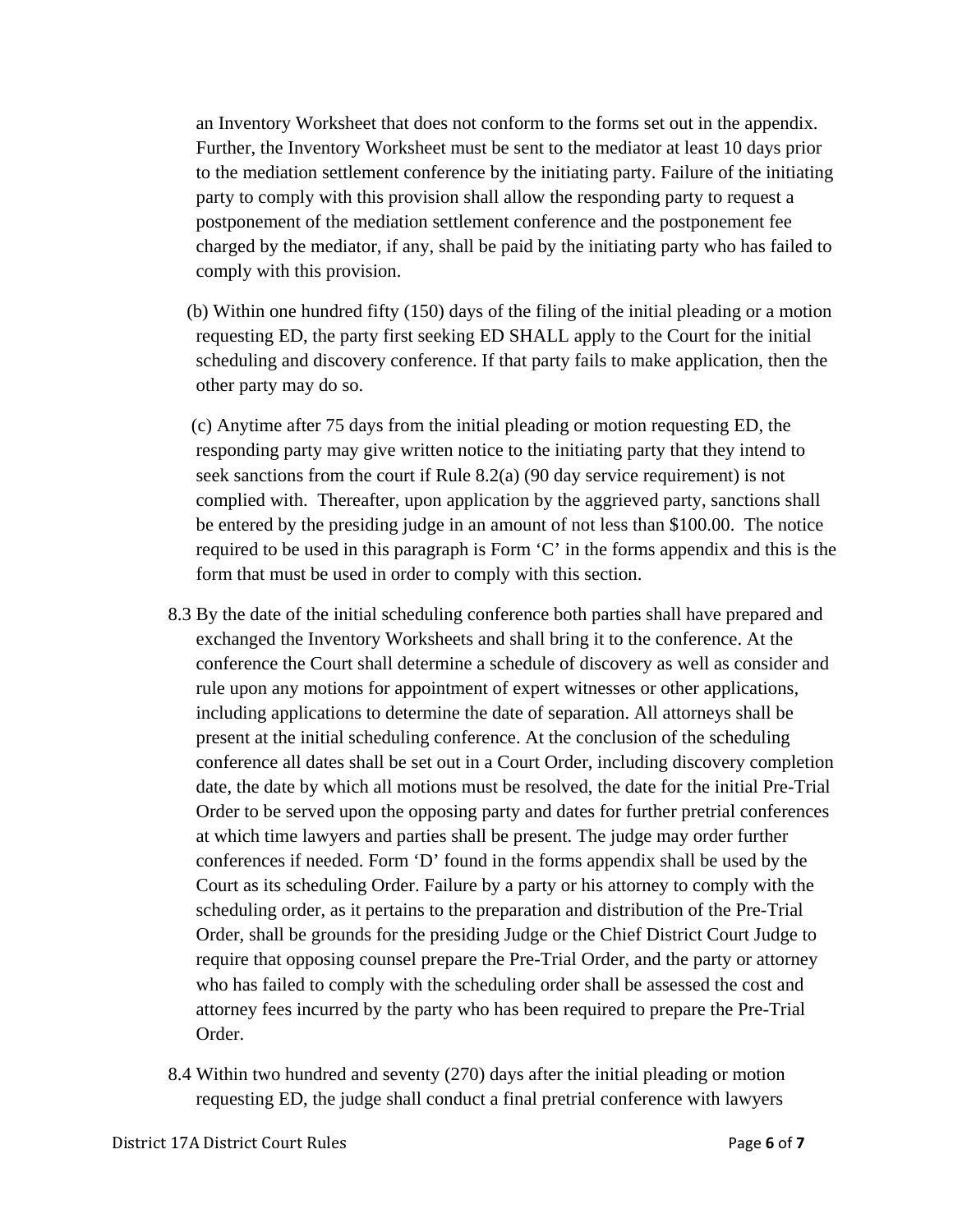an Inventory Worksheet that does not conform to the forms set out in the appendix. Further, the Inventory Worksheet must be sent to the mediator at least 10 days prior to the mediation settlement conference by the initiating party. Failure of the initiating party to comply with this provision shall allow the responding party to request a postponement of the mediation settlement conference and the postponement fee charged by the mediator, if any, shall be paid by the initiating party who has failed to comply with this provision.

(b) Within one hundred fifty (150) days of the filing of the initial pleading or a motion requesting ED, the party first seeking ED SHALL apply to the Court for the initial scheduling and discovery conference. If that party fails to make application, then the other party may do so.

(c) Anytime after 75 days from the initial pleading or motion requesting ED, the responding party may give written notice to the initiating party that they intend to seek sanctions from the court if Rule 8.2(a) (90 day service requirement) is not complied with. Thereafter, upon application by the aggrieved party, sanctions shall be entered by the presiding judge in an amount of not less than $100.00. The notice required to be used in this paragraph is Form 'C' in the forms appendix and this is the form that must be used in order to comply with this section.

8.3 By the date of the initial scheduling conference both parties shall have prepared and exchanged the Inventory Worksheets and shall bring it to the conference. At the conference the Court shall determine a schedule of discovery as well as consider and rule upon any motions for appointment of expert witnesses or other applications, including applications to determine the date of separation. All attorneys shall be present at the initial scheduling conference. At the conclusion of the scheduling conference all dates shall be set out in a Court Order, including discovery completion date, the date by which all motions must be resolved, the date for the initial Pre-Trial Order to be served upon the opposing party and dates for further pretrial conferences at which time lawyers and parties shall be present. The judge may order further conferences if needed. Form 'D' found in the forms appendix shall be used by the Court as its scheduling Order. Failure by a party or his attorney to comply with the scheduling order, as it pertains to the preparation and distribution of the Pre-Trial Order, shall be grounds for the presiding Judge or the Chief District Court Judge to require that opposing counsel prepare the Pre-Trial Order, and the party or attorney who has failed to comply with the scheduling order shall be assessed the cost and attorney fees incurred by the party who has been required to prepare the Pre-Trial Order.

8.4 Within two hundred and seventy (270) days after the initial pleading or motion requesting ED, the judge shall conduct a final pretrial conference with lawyers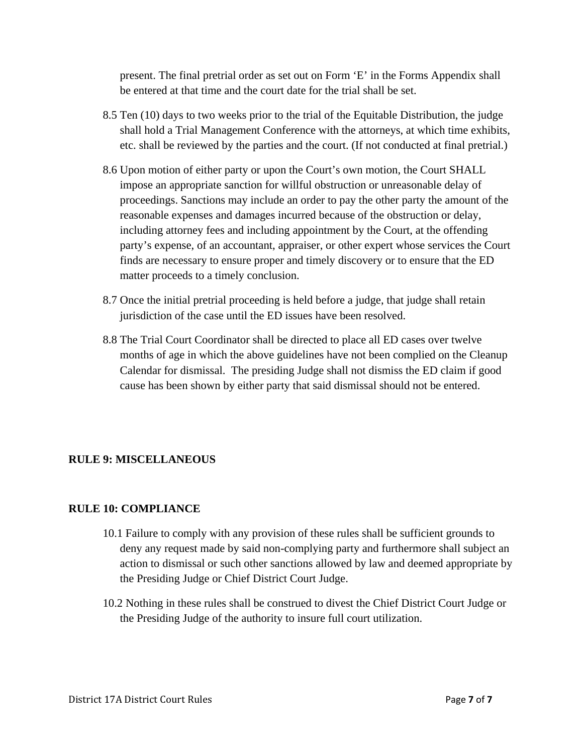present. The final pretrial order as set out on Form 'E' in the Forms Appendix shall be entered at that time and the court date for the trial shall be set.

8.5 Ten (10) days to two weeks prior to the trial of the Equitable Distribution, the judge shall hold a Trial Management Conference with the attorneys, at which time exhibits, etc. shall be reviewed by the parties and the court. (If not conducted at final pretrial.)

8.6 Upon motion of either party or upon the Court's own motion, the Court SHALL impose an appropriate sanction for willful obstruction or unreasonable delay of proceedings. Sanctions may include an order to pay the other party the amount of the reasonable expenses and damages incurred because of the obstruction or delay, including attorney fees and including appointment by the Court, at the offending party's expense, of an accountant, appraiser, or other expert whose services the Court finds are necessary to ensure proper and timely discovery or to ensure that the ED matter proceeds to a timely conclusion.

8.7 Once the initial pretrial proceeding is held before a judge, that judge shall retain jurisdiction of the case until the ED issues have been resolved.

8.8 The Trial Court Coordinator shall be directed to place all ED cases over twelve months of age in which the above guidelines have not been complied on the Cleanup Calendar for dismissal. The presiding Judge shall not dismiss the ED claim if good cause has been shown by either party that said dismissal should not be entered.

**RULE 9: MISCELLANEOUS**

**RULE 10: COMPLIANCE**

10.1 Failure to comply with any provision of these rules shall be sufficient grounds to deny any request made by said non-complying party and furthermore shall subject an action to dismissal or such other sanctions allowed by law and deemed appropriate by the Presiding Judge or Chief District Court Judge.

10.2 Nothing in these rules shall be construed to divest the Chief District Court Judge or the Presiding Judge of the authority to insure full court utilization.